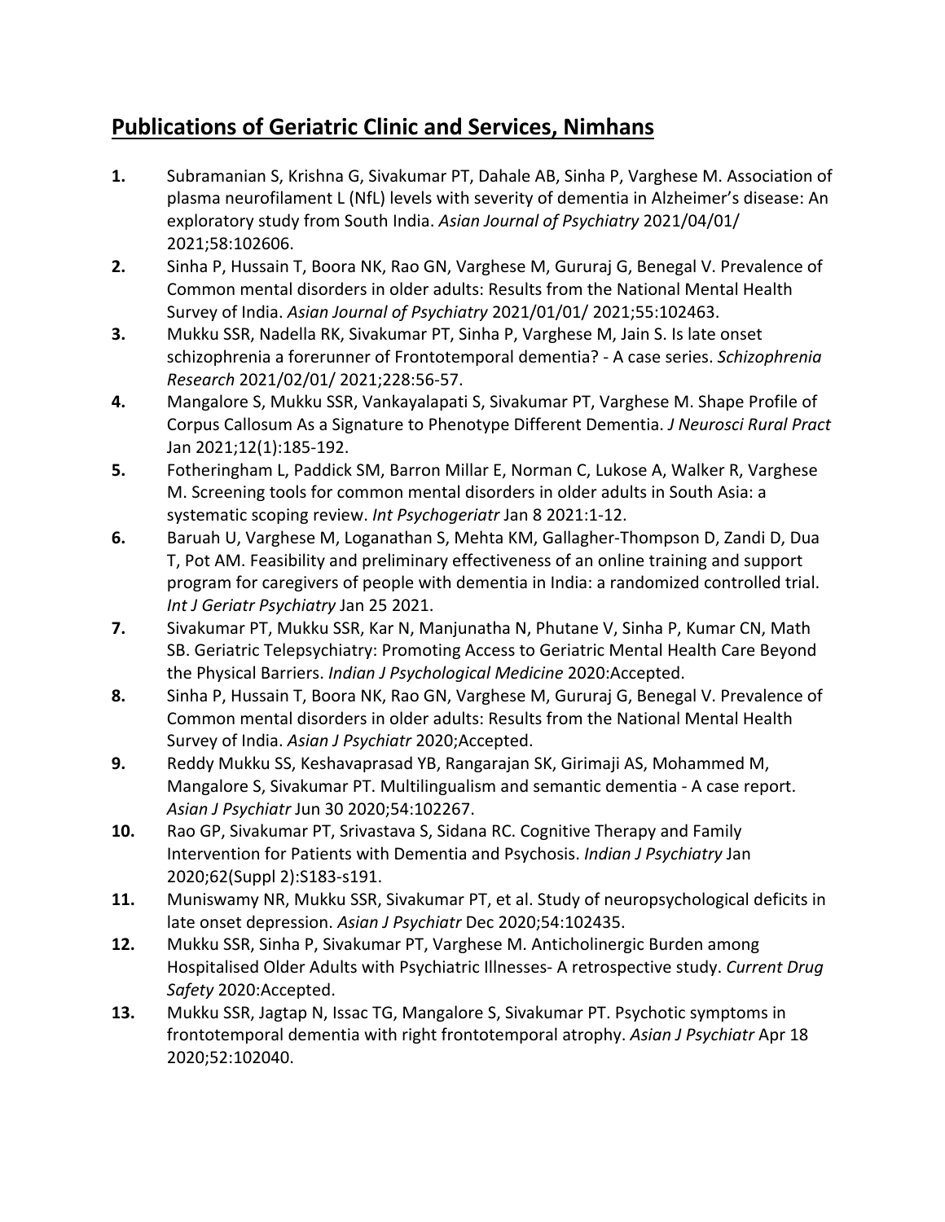## Publications of Geriatric Clinic and Services, Nimhans

1. Subramanian S, Krishna G, Sivakumar PT, Dahale AB, Sinha P, Varghese M. Association of plasma neurofilament L (NfL) levels with severity of dementia in Alzheimer's disease: An exploratory study from South India. *Asian Journal of Psychiatry* 2021/04/01/ 2021;58:102606.
2. Sinha P, Hussain T, Boora NK, Rao GN, Varghese M, Gururaj G, Benegal V. Prevalence of Common mental disorders in older adults: Results from the National Mental Health Survey of India. *Asian Journal of Psychiatry* 2021/01/01/ 2021;55:102463.
3. Mukku SSR, Nadella RK, Sivakumar PT, Sinha P, Varghese M, Jain S. Is late onset schizophrenia a forerunner of Frontotemporal dementia? - A case series. *Schizophrenia Research* 2021/02/01/ 2021;228:56-57.
4. Mangalore S, Mukku SSR, Vankayalapati S, Sivakumar PT, Varghese M. Shape Profile of Corpus Callosum As a Signature to Phenotype Different Dementia. *J Neurosci Rural Pract* Jan 2021;12(1):185-192.
5. Fotheringham L, Paddick SM, Barron Millar E, Norman C, Lukose A, Walker R, Varghese M. Screening tools for common mental disorders in older adults in South Asia: a systematic scoping review. *Int Psychogeriatr* Jan 8 2021:1-12.
6. Baruah U, Varghese M, Loganathan S, Mehta KM, Gallagher-Thompson D, Zandi D, Dua T, Pot AM. Feasibility and preliminary effectiveness of an online training and support program for caregivers of people with dementia in India: a randomized controlled trial. *Int J Geriatr Psychiatry* Jan 25 2021.
7. Sivakumar PT, Mukku SSR, Kar N, Manjunatha N, Phutane V, Sinha P, Kumar CN, Math SB. Geriatric Telepsychiatry: Promoting Access to Geriatric Mental Health Care Beyond the Physical Barriers. *Indian J Psychological Medicine* 2020:Accepted.
8. Sinha P, Hussain T, Boora NK, Rao GN, Varghese M, Gururaj G, Benegal V. Prevalence of Common mental disorders in older adults: Results from the National Mental Health Survey of India. *Asian J Psychiatr* 2020;Accepted.
9. Reddy Mukku SS, Keshavaprasad YB, Rangarajan SK, Girimaji AS, Mohammed M, Mangalore S, Sivakumar PT. Multilingualism and semantic dementia - A case report. *Asian J Psychiatr* Jun 30 2020;54:102267.
10. Rao GP, Sivakumar PT, Srivastava S, Sidana RC. Cognitive Therapy and Family Intervention for Patients with Dementia and Psychosis. *Indian J Psychiatry* Jan 2020;62(Suppl 2):S183-s191.
11. Muniswamy NR, Mukku SSR, Sivakumar PT, et al. Study of neuropsychological deficits in late onset depression. *Asian J Psychiatr* Dec 2020;54:102435.
12. Mukku SSR, Sinha P, Sivakumar PT, Varghese M. Anticholinergic Burden among Hospitalised Older Adults with Psychiatric Illnesses- A retrospective study. *Current Drug Safety* 2020:Accepted.
13. Mukku SSR, Jagtap N, Issac TG, Mangalore S, Sivakumar PT. Psychotic symptoms in frontotemporal dementia with right frontotemporal atrophy. *Asian J Psychiatr* Apr 18 2020;52:102040.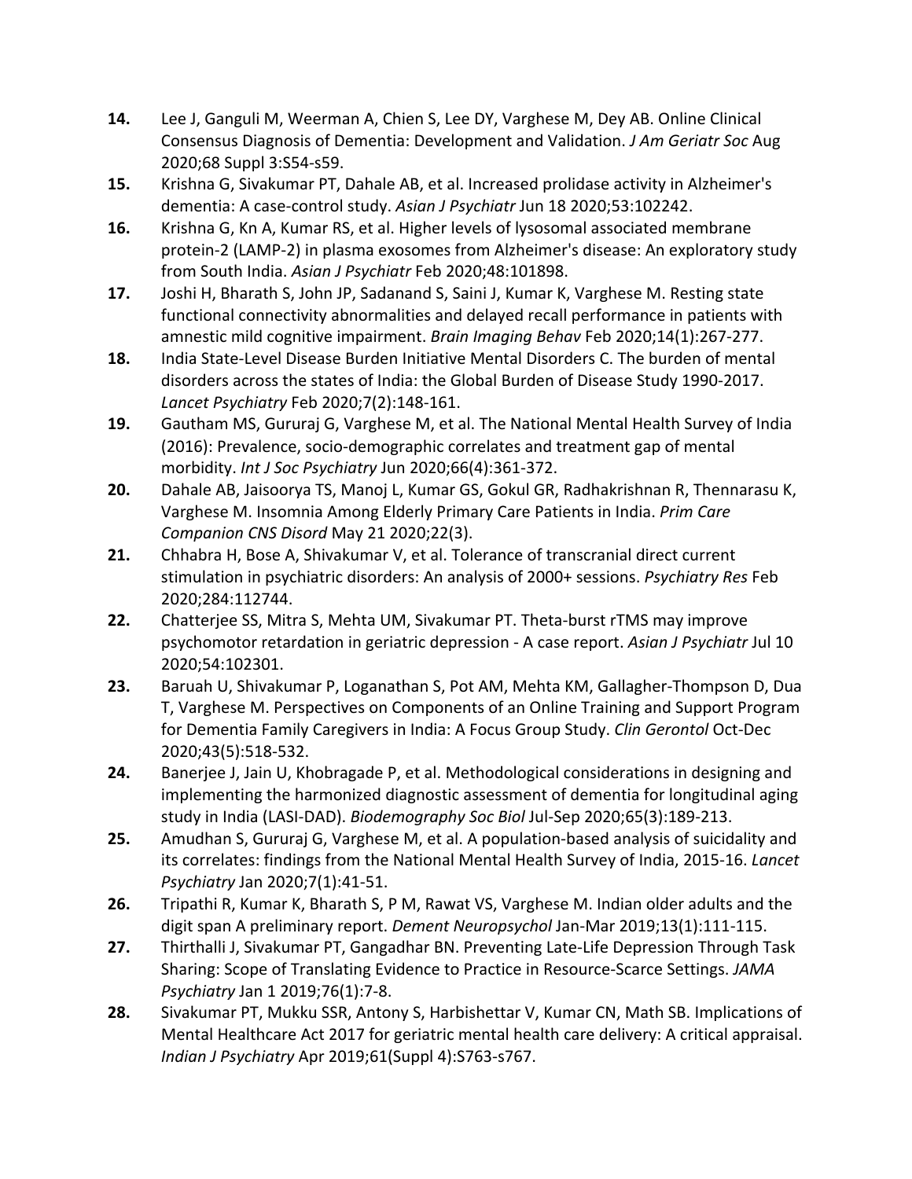**14.** Lee J, Ganguli M, Weerman A, Chien S, Lee DY, Varghese M, Dey AB. Online Clinical Consensus Diagnosis of Dementia: Development and Validation. *J Am Geriatr Soc* Aug 2020;68 Suppl 3:S54-s59.

**15.** Krishna G, Sivakumar PT, Dahale AB, et al. Increased prolidase activity in Alzheimer's dementia: A case-control study. *Asian J Psychiatr* Jun 18 2020;53:102242.

**16.** Krishna G, Kn A, Kumar RS, et al. Higher levels of lysosomal associated membrane protein-2 (LAMP-2) in plasma exosomes from Alzheimer's disease: An exploratory study from South India. *Asian J Psychiatr* Feb 2020;48:101898.

**17.** Joshi H, Bharath S, John JP, Sadanand S, Saini J, Kumar K, Varghese M. Resting state functional connectivity abnormalities and delayed recall performance in patients with amnestic mild cognitive impairment. *Brain Imaging Behav* Feb 2020;14(1):267-277.

**18.** India State-Level Disease Burden Initiative Mental Disorders C. The burden of mental disorders across the states of India: the Global Burden of Disease Study 1990-2017. *Lancet Psychiatry* Feb 2020;7(2):148-161.

**19.** Gautham MS, Gururaj G, Varghese M, et al. The National Mental Health Survey of India (2016): Prevalence, socio-demographic correlates and treatment gap of mental morbidity. *Int J Soc Psychiatry* Jun 2020;66(4):361-372.

**20.** Dahale AB, Jaisoorya TS, Manoj L, Kumar GS, Gokul GR, Radhakrishnan R, Thennarasu K, Varghese M. Insomnia Among Elderly Primary Care Patients in India. *Prim Care Companion CNS Disord* May 21 2020;22(3).

**21.** Chhabra H, Bose A, Shivakumar V, et al. Tolerance of transcranial direct current stimulation in psychiatric disorders: An analysis of 2000+ sessions. *Psychiatry Res* Feb 2020;284:112744.

**22.** Chatterjee SS, Mitra S, Mehta UM, Sivakumar PT. Theta-burst rTMS may improve psychomotor retardation in geriatric depression - A case report. *Asian J Psychiatr* Jul 10 2020;54:102301.

**23.** Baruah U, Shivakumar P, Loganathan S, Pot AM, Mehta KM, Gallagher-Thompson D, Dua T, Varghese M. Perspectives on Components of an Online Training and Support Program for Dementia Family Caregivers in India: A Focus Group Study. *Clin Gerontol* Oct-Dec 2020;43(5):518-532.

**24.** Banerjee J, Jain U, Khobragade P, et al. Methodological considerations in designing and implementing the harmonized diagnostic assessment of dementia for longitudinal aging study in India (LASI-DAD). *Biodemography Soc Biol* Jul-Sep 2020;65(3):189-213.

**25.** Amudhan S, Gururaj G, Varghese M, et al. A population-based analysis of suicidality and its correlates: findings from the National Mental Health Survey of India, 2015-16. *Lancet Psychiatry* Jan 2020;7(1):41-51.

**26.** Tripathi R, Kumar K, Bharath S, P M, Rawat VS, Varghese M. Indian older adults and the digit span A preliminary report. *Dement Neuropsychol* Jan-Mar 2019;13(1):111-115.

**27.** Thirthalli J, Sivakumar PT, Gangadhar BN. Preventing Late-Life Depression Through Task Sharing: Scope of Translating Evidence to Practice in Resource-Scarce Settings. *JAMA Psychiatry* Jan 1 2019;76(1):7-8.

**28.** Sivakumar PT, Mukku SSR, Antony S, Harbishettar V, Kumar CN, Math SB. Implications of Mental Healthcare Act 2017 for geriatric mental health care delivery: A critical appraisal. *Indian J Psychiatry* Apr 2019;61(Suppl 4):S763-s767.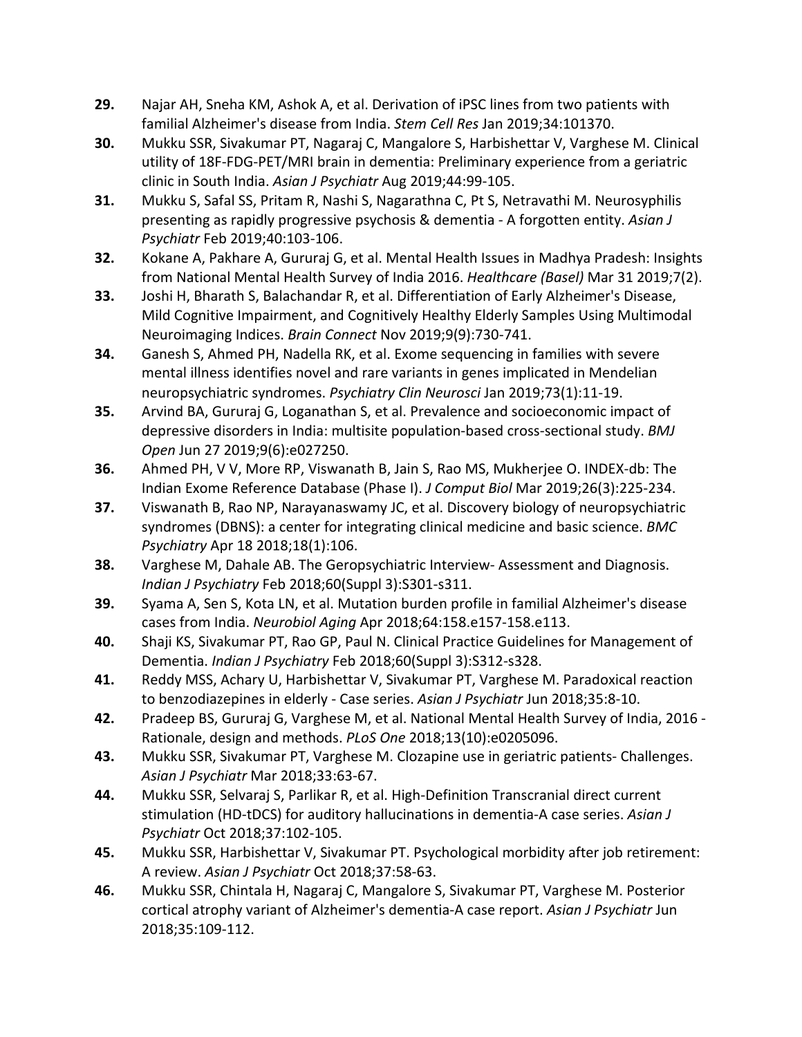**29.** Najar AH, Sneha KM, Ashok A, et al. Derivation of iPSC lines from two patients with familial Alzheimer's disease from India. *Stem Cell Res* Jan 2019;34:101370.

**30.** Mukku SSR, Sivakumar PT, Nagaraj C, Mangalore S, Harbishettar V, Varghese M. Clinical utility of 18F-FDG-PET/MRI brain in dementia: Preliminary experience from a geriatric clinic in South India. *Asian J Psychiatr* Aug 2019;44:99-105.

**31.** Mukku S, Safal SS, Pritam R, Nashi S, Nagarathna C, Pt S, Netravathi M. Neurosyphilis presenting as rapidly progressive psychosis & dementia - A forgotten entity. *Asian J Psychiatr* Feb 2019;40:103-106.

**32.** Kokane A, Pakhare A, Gururaj G, et al. Mental Health Issues in Madhya Pradesh: Insights from National Mental Health Survey of India 2016. *Healthcare (Basel)* Mar 31 2019;7(2).

**33.** Joshi H, Bharath S, Balachandar R, et al. Differentiation of Early Alzheimer's Disease, Mild Cognitive Impairment, and Cognitively Healthy Elderly Samples Using Multimodal Neuroimaging Indices. *Brain Connect* Nov 2019;9(9):730-741.

**34.** Ganesh S, Ahmed PH, Nadella RK, et al. Exome sequencing in families with severe mental illness identifies novel and rare variants in genes implicated in Mendelian neuropsychiatric syndromes. *Psychiatry Clin Neurosci* Jan 2019;73(1):11-19.

**35.** Arvind BA, Gururaj G, Loganathan S, et al. Prevalence and socioeconomic impact of depressive disorders in India: multisite population-based cross-sectional study. *BMJ Open* Jun 27 2019;9(6):e027250.

**36.** Ahmed PH, V V, More RP, Viswanath B, Jain S, Rao MS, Mukherjee O. INDEX-db: The Indian Exome Reference Database (Phase I). *J Comput Biol* Mar 2019;26(3):225-234.

**37.** Viswanath B, Rao NP, Narayanaswamy JC, et al. Discovery biology of neuropsychiatric syndromes (DBNS): a center for integrating clinical medicine and basic science. *BMC Psychiatry* Apr 18 2018;18(1):106.

**38.** Varghese M, Dahale AB. The Geropsychiatric Interview- Assessment and Diagnosis. *Indian J Psychiatry* Feb 2018;60(Suppl 3):S301-s311.

**39.** Syama A, Sen S, Kota LN, et al. Mutation burden profile in familial Alzheimer's disease cases from India. *Neurobiol Aging* Apr 2018;64:158.e157-158.e113.

**40.** Shaji KS, Sivakumar PT, Rao GP, Paul N. Clinical Practice Guidelines for Management of Dementia. *Indian J Psychiatry* Feb 2018;60(Suppl 3):S312-s328.

**41.** Reddy MSS, Achary U, Harbishettar V, Sivakumar PT, Varghese M. Paradoxical reaction to benzodiazepines in elderly - Case series. *Asian J Psychiatr* Jun 2018;35:8-10.

**42.** Pradeep BS, Gururaj G, Varghese M, et al. National Mental Health Survey of India, 2016 - Rationale, design and methods. *PLoS One* 2018;13(10):e0205096.

**43.** Mukku SSR, Sivakumar PT, Varghese M. Clozapine use in geriatric patients- Challenges. *Asian J Psychiatr* Mar 2018;33:63-67.

**44.** Mukku SSR, Selvaraj S, Parlikar R, et al. High-Definition Transcranial direct current stimulation (HD-tDCS) for auditory hallucinations in dementia-A case series. *Asian J Psychiatr* Oct 2018;37:102-105.

**45.** Mukku SSR, Harbishettar V, Sivakumar PT. Psychological morbidity after job retirement: A review. *Asian J Psychiatr* Oct 2018;37:58-63.

**46.** Mukku SSR, Chintala H, Nagaraj C, Mangalore S, Sivakumar PT, Varghese M. Posterior cortical atrophy variant of Alzheimer's dementia-A case report. *Asian J Psychiatr* Jun 2018;35:109-112.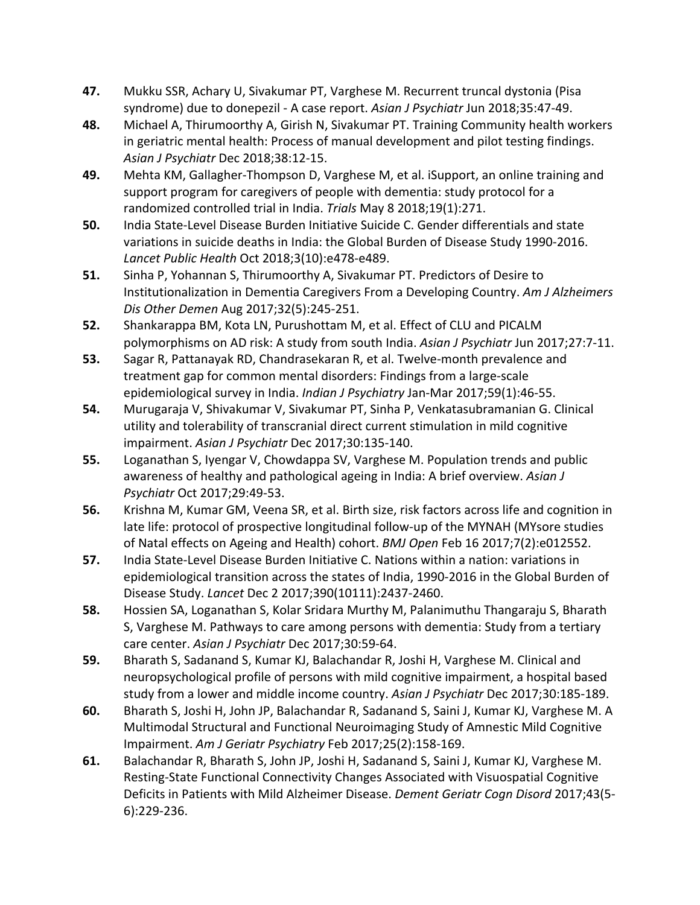**47.** Mukku SSR, Achary U, Sivakumar PT, Varghese M. Recurrent truncal dystonia (Pisa syndrome) due to donepezil - A case report. *Asian J Psychiatr* Jun 2018;35:47-49.

**48.** Michael A, Thirumoorthy A, Girish N, Sivakumar PT. Training Community health workers in geriatric mental health: Process of manual development and pilot testing findings. *Asian J Psychiatr* Dec 2018;38:12-15.

**49.** Mehta KM, Gallagher-Thompson D, Varghese M, et al. iSupport, an online training and support program for caregivers of people with dementia: study protocol for a randomized controlled trial in India. *Trials* May 8 2018;19(1):271.

**50.** India State-Level Disease Burden Initiative Suicide C. Gender differentials and state variations in suicide deaths in India: the Global Burden of Disease Study 1990-2016. *Lancet Public Health* Oct 2018;3(10):e478-e489.

**51.** Sinha P, Yohannan S, Thirumoorthy A, Sivakumar PT. Predictors of Desire to Institutionalization in Dementia Caregivers From a Developing Country. *Am J Alzheimers Dis Other Demen* Aug 2017;32(5):245-251.

**52.** Shankarappa BM, Kota LN, Purushottam M, et al. Effect of CLU and PICALM polymorphisms on AD risk: A study from south India. *Asian J Psychiatr* Jun 2017;27:7-11.

**53.** Sagar R, Pattanayak RD, Chandrasekaran R, et al. Twelve-month prevalence and treatment gap for common mental disorders: Findings from a large-scale epidemiological survey in India. *Indian J Psychiatry* Jan-Mar 2017;59(1):46-55.

**54.** Murugaraja V, Shivakumar V, Sivakumar PT, Sinha P, Venkatasubramanian G. Clinical utility and tolerability of transcranial direct current stimulation in mild cognitive impairment. *Asian J Psychiatr* Dec 2017;30:135-140.

**55.** Loganathan S, Iyengar V, Chowdappa SV, Varghese M. Population trends and public awareness of healthy and pathological ageing in India: A brief overview. *Asian J Psychiatr* Oct 2017;29:49-53.

**56.** Krishna M, Kumar GM, Veena SR, et al. Birth size, risk factors across life and cognition in late life: protocol of prospective longitudinal follow-up of the MYNAH (MYsore studies of Natal effects on Ageing and Health) cohort. *BMJ Open* Feb 16 2017;7(2):e012552.

**57.** India State-Level Disease Burden Initiative C. Nations within a nation: variations in epidemiological transition across the states of India, 1990-2016 in the Global Burden of Disease Study. *Lancet* Dec 2 2017;390(10111):2437-2460.

**58.** Hossien SA, Loganathan S, Kolar Sridara Murthy M, Palanimuthu Thangaraju S, Bharath S, Varghese M. Pathways to care among persons with dementia: Study from a tertiary care center. *Asian J Psychiatr* Dec 2017;30:59-64.

**59.** Bharath S, Sadanand S, Kumar KJ, Balachandar R, Joshi H, Varghese M. Clinical and neuropsychological profile of persons with mild cognitive impairment, a hospital based study from a lower and middle income country. *Asian J Psychiatr* Dec 2017;30:185-189.

**60.** Bharath S, Joshi H, John JP, Balachandar R, Sadanand S, Saini J, Kumar KJ, Varghese M. A Multimodal Structural and Functional Neuroimaging Study of Amnestic Mild Cognitive Impairment. *Am J Geriatr Psychiatry* Feb 2017;25(2):158-169.

**61.** Balachandar R, Bharath S, John JP, Joshi H, Sadanand S, Saini J, Kumar KJ, Varghese M. Resting-State Functional Connectivity Changes Associated with Visuospatial Cognitive Deficits in Patients with Mild Alzheimer Disease. *Dement Geriatr Cogn Disord* 2017;43(5-6):229-236.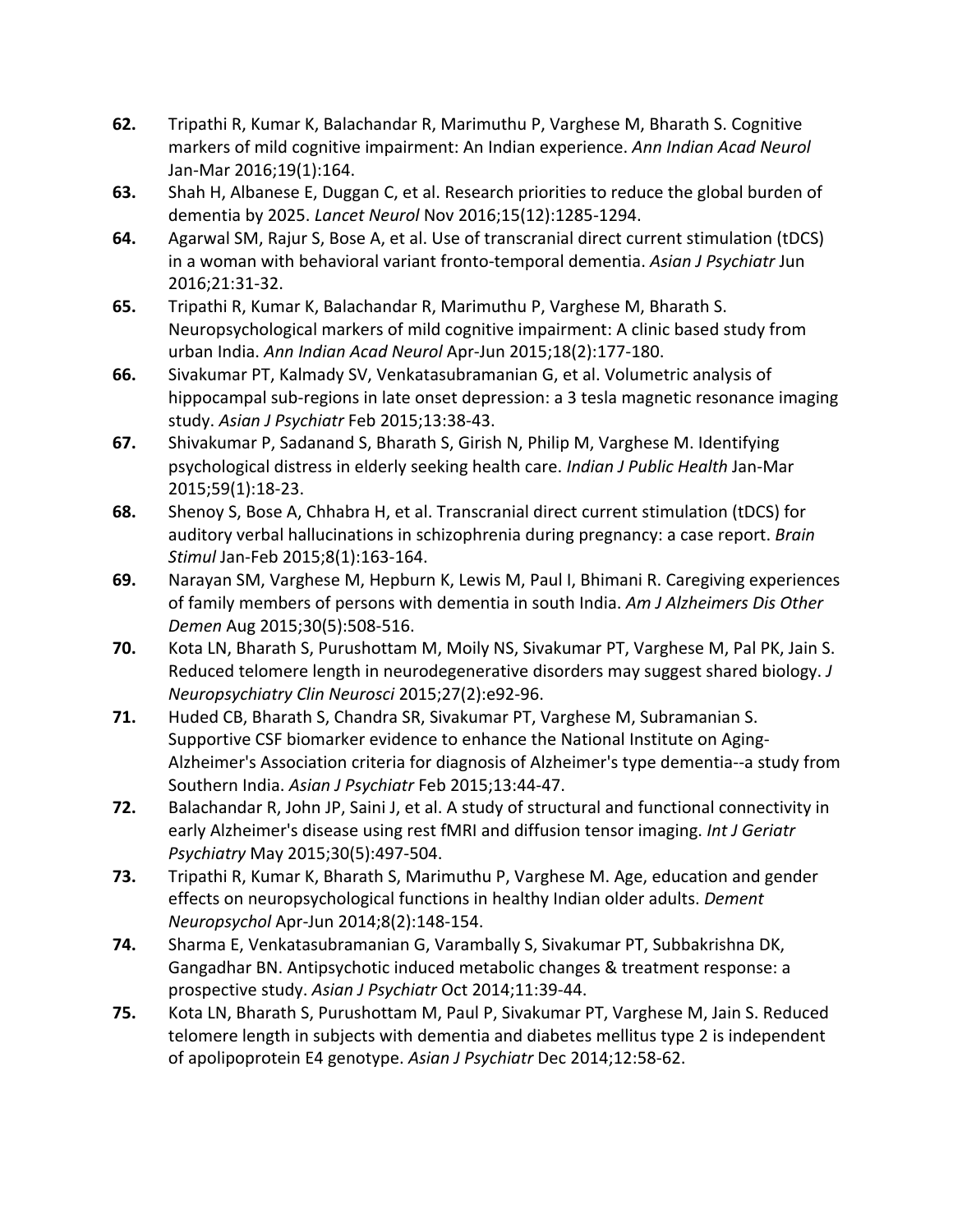62. Tripathi R, Kumar K, Balachandar R, Marimuthu P, Varghese M, Bharath S. Cognitive markers of mild cognitive impairment: An Indian experience. *Ann Indian Acad Neurol* Jan-Mar 2016;19(1):164.
63. Shah H, Albanese E, Duggan C, et al. Research priorities to reduce the global burden of dementia by 2025. *Lancet Neurol* Nov 2016;15(12):1285-1294.
64. Agarwal SM, Rajur S, Bose A, et al. Use of transcranial direct current stimulation (tDCS) in a woman with behavioral variant fronto-temporal dementia. *Asian J Psychiatr* Jun 2016;21:31-32.
65. Tripathi R, Kumar K, Balachandar R, Marimuthu P, Varghese M, Bharath S. Neuropsychological markers of mild cognitive impairment: A clinic based study from urban India. *Ann Indian Acad Neurol* Apr-Jun 2015;18(2):177-180.
66. Sivakumar PT, Kalmady SV, Venkatasubramanian G, et al. Volumetric analysis of hippocampal sub-regions in late onset depression: a 3 tesla magnetic resonance imaging study. *Asian J Psychiatr* Feb 2015;13:38-43.
67. Shivakumar P, Sadanand S, Bharath S, Girish N, Philip M, Varghese M. Identifying psychological distress in elderly seeking health care. *Indian J Public Health* Jan-Mar 2015;59(1):18-23.
68. Shenoy S, Bose A, Chhabra H, et al. Transcranial direct current stimulation (tDCS) for auditory verbal hallucinations in schizophrenia during pregnancy: a case report. *Brain Stimul* Jan-Feb 2015;8(1):163-164.
69. Narayan SM, Varghese M, Hepburn K, Lewis M, Paul I, Bhimani R. Caregiving experiences of family members of persons with dementia in south India. *Am J Alzheimers Dis Other Demen* Aug 2015;30(5):508-516.
70. Kota LN, Bharath S, Purushottam M, Moily NS, Sivakumar PT, Varghese M, Pal PK, Jain S. Reduced telomere length in neurodegenerative disorders may suggest shared biology. *J Neuropsychiatry Clin Neurosci* 2015;27(2):e92-96.
71. Huded CB, Bharath S, Chandra SR, Sivakumar PT, Varghese M, Subramanian S. Supportive CSF biomarker evidence to enhance the National Institute on Aging-Alzheimer's Association criteria for diagnosis of Alzheimer's type dementia--a study from Southern India. *Asian J Psychiatr* Feb 2015;13:44-47.
72. Balachandar R, John JP, Saini J, et al. A study of structural and functional connectivity in early Alzheimer's disease using rest fMRI and diffusion tensor imaging. *Int J Geriatr Psychiatry* May 2015;30(5):497-504.
73. Tripathi R, Kumar K, Bharath S, Marimuthu P, Varghese M. Age, education and gender effects on neuropsychological functions in healthy Indian older adults. *Dement Neuropsychol* Apr-Jun 2014;8(2):148-154.
74. Sharma E, Venkatasubramanian G, Varambally S, Sivakumar PT, Subbakrishna DK, Gangadhar BN. Antipsychotic induced metabolic changes & treatment response: a prospective study. *Asian J Psychiatr* Oct 2014;11:39-44.
75. Kota LN, Bharath S, Purushottam M, Paul P, Sivakumar PT, Varghese M, Jain S. Reduced telomere length in subjects with dementia and diabetes mellitus type 2 is independent of apolipoprotein E4 genotype. *Asian J Psychiatr* Dec 2014;12:58-62.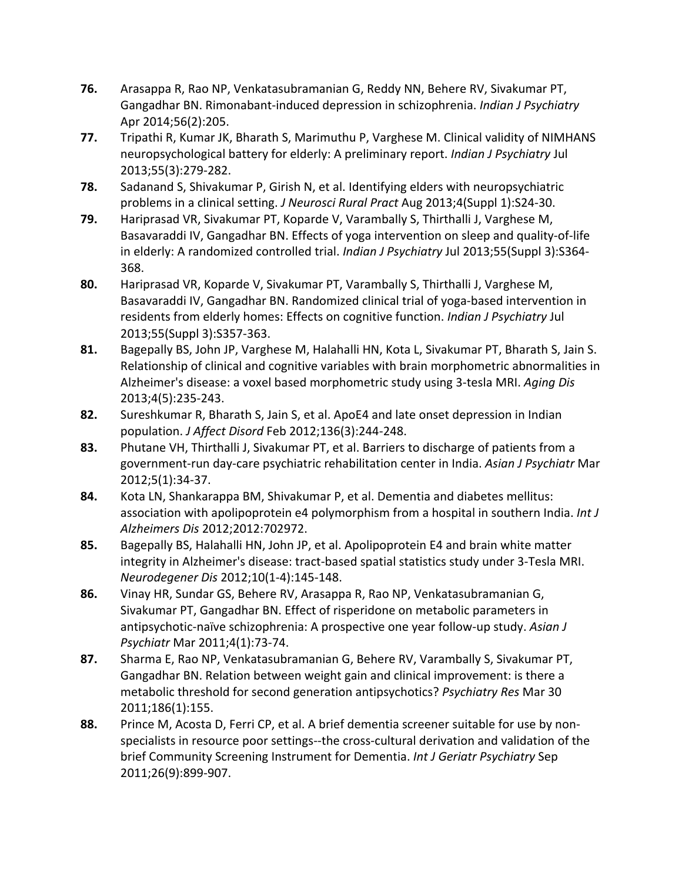**76.** Arasappa R, Rao NP, Venkatasubramanian G, Reddy NN, Behere RV, Sivakumar PT, Gangadhar BN. Rimonabant-induced depression in schizophrenia. *Indian J Psychiatry* Apr 2014;56(2):205.

**77.** Tripathi R, Kumar JK, Bharath S, Marimuthu P, Varghese M. Clinical validity of NIMHANS neuropsychological battery for elderly: A preliminary report. *Indian J Psychiatry* Jul 2013;55(3):279-282.

**78.** Sadanand S, Shivakumar P, Girish N, et al. Identifying elders with neuropsychiatric problems in a clinical setting. *J Neurosci Rural Pract* Aug 2013;4(Suppl 1):S24-30.

**79.** Hariprasad VR, Sivakumar PT, Koparde V, Varambally S, Thirthalli J, Varghese M, Basavaraddi IV, Gangadhar BN. Effects of yoga intervention on sleep and quality-of-life in elderly: A randomized controlled trial. *Indian J Psychiatry* Jul 2013;55(Suppl 3):S364-368.

**80.** Hariprasad VR, Koparde V, Sivakumar PT, Varambally S, Thirthalli J, Varghese M, Basavaraddi IV, Gangadhar BN. Randomized clinical trial of yoga-based intervention in residents from elderly homes: Effects on cognitive function. *Indian J Psychiatry* Jul 2013;55(Suppl 3):S357-363.

**81.** Bagepally BS, John JP, Varghese M, Halahalli HN, Kota L, Sivakumar PT, Bharath S, Jain S. Relationship of clinical and cognitive variables with brain morphometric abnormalities in Alzheimer's disease: a voxel based morphometric study using 3-tesla MRI. *Aging Dis* 2013;4(5):235-243.

**82.** Sureshkumar R, Bharath S, Jain S, et al. ApoE4 and late onset depression in Indian population. *J Affect Disord* Feb 2012;136(3):244-248.

**83.** Phutane VH, Thirthalli J, Sivakumar PT, et al. Barriers to discharge of patients from a government-run day-care psychiatric rehabilitation center in India. *Asian J Psychiatr* Mar 2012;5(1):34-37.

**84.** Kota LN, Shankarappa BM, Shivakumar P, et al. Dementia and diabetes mellitus: association with apolipoprotein e4 polymorphism from a hospital in southern India. *Int J Alzheimers Dis* 2012;2012:702972.

**85.** Bagepally BS, Halahalli HN, John JP, et al. Apolipoprotein E4 and brain white matter integrity in Alzheimer's disease: tract-based spatial statistics study under 3-Tesla MRI. *Neurodegener Dis* 2012;10(1-4):145-148.

**86.** Vinay HR, Sundar GS, Behere RV, Arasappa R, Rao NP, Venkatasubramanian G, Sivakumar PT, Gangadhar BN. Effect of risperidone on metabolic parameters in antipsychotic-naïve schizophrenia: A prospective one year follow-up study. *Asian J Psychiatr* Mar 2011;4(1):73-74.

**87.** Sharma E, Rao NP, Venkatasubramanian G, Behere RV, Varambally S, Sivakumar PT, Gangadhar BN. Relation between weight gain and clinical improvement: is there a metabolic threshold for second generation antipsychotics? *Psychiatry Res* Mar 30 2011;186(1):155.

**88.** Prince M, Acosta D, Ferri CP, et al. A brief dementia screener suitable for use by non-specialists in resource poor settings--the cross-cultural derivation and validation of the brief Community Screening Instrument for Dementia. *Int J Geriatr Psychiatry* Sep 2011;26(9):899-907.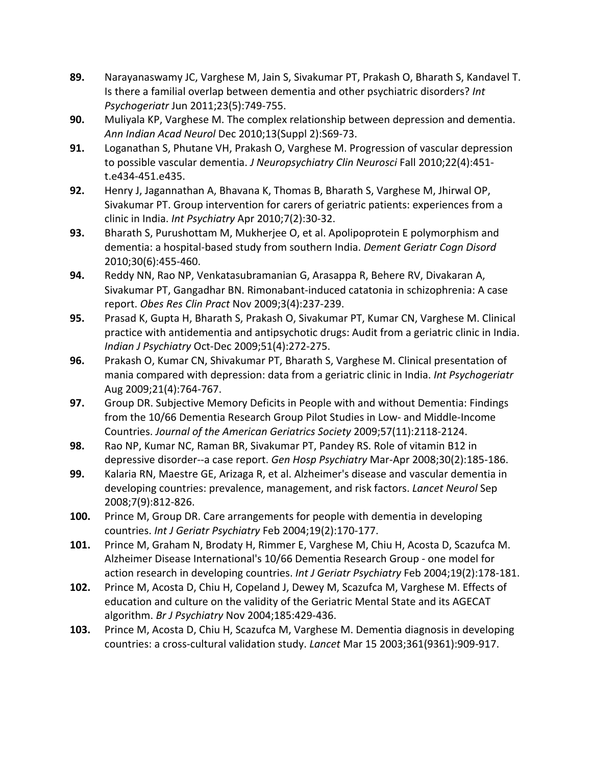**89.** Narayanaswamy JC, Varghese M, Jain S, Sivakumar PT, Prakash O, Bharath S, Kandavel T. Is there a familial overlap between dementia and other psychiatric disorders? *Int Psychogeriatr* Jun 2011;23(5):749-755.

**90.** Muliyala KP, Varghese M. The complex relationship between depression and dementia. *Ann Indian Acad Neurol* Dec 2010;13(Suppl 2):S69-73.

**91.** Loganathan S, Phutane VH, Prakash O, Varghese M. Progression of vascular depression to possible vascular dementia. *J Neuropsychiatry Clin Neurosci* Fall 2010;22(4):451-t.e434-451.e435.

**92.** Henry J, Jagannathan A, Bhavana K, Thomas B, Bharath S, Varghese M, Jhirwal OP, Sivakumar PT. Group intervention for carers of geriatric patients: experiences from a clinic in India. *Int Psychiatry* Apr 2010;7(2):30-32.

**93.** Bharath S, Purushottam M, Mukherjee O, et al. Apolipoprotein E polymorphism and dementia: a hospital-based study from southern India. *Dement Geriatr Cogn Disord* 2010;30(6):455-460.

**94.** Reddy NN, Rao NP, Venkatasubramanian G, Arasappa R, Behere RV, Divakaran A, Sivakumar PT, Gangadhar BN. Rimonabant-induced catatonia in schizophrenia: A case report. *Obes Res Clin Pract* Nov 2009;3(4):237-239.

**95.** Prasad K, Gupta H, Bharath S, Prakash O, Sivakumar PT, Kumar CN, Varghese M. Clinical practice with antidementia and antipsychotic drugs: Audit from a geriatric clinic in India. *Indian J Psychiatry* Oct-Dec 2009;51(4):272-275.

**96.** Prakash O, Kumar CN, Shivakumar PT, Bharath S, Varghese M. Clinical presentation of mania compared with depression: data from a geriatric clinic in India. *Int Psychogeriatr* Aug 2009;21(4):764-767.

**97.** Group DR. Subjective Memory Deficits in People with and without Dementia: Findings from the 10/66 Dementia Research Group Pilot Studies in Low- and Middle-Income Countries. *Journal of the American Geriatrics Society* 2009;57(11):2118-2124.

**98.** Rao NP, Kumar NC, Raman BR, Sivakumar PT, Pandey RS. Role of vitamin B12 in depressive disorder--a case report. *Gen Hosp Psychiatry* Mar-Apr 2008;30(2):185-186.

**99.** Kalaria RN, Maestre GE, Arizaga R, et al. Alzheimer's disease and vascular dementia in developing countries: prevalence, management, and risk factors. *Lancet Neurol* Sep 2008;7(9):812-826.

**100.** Prince M, Group DR. Care arrangements for people with dementia in developing countries. *Int J Geriatr Psychiatry* Feb 2004;19(2):170-177.

**101.** Prince M, Graham N, Brodaty H, Rimmer E, Varghese M, Chiu H, Acosta D, Scazufca M. Alzheimer Disease International's 10/66 Dementia Research Group - one model for action research in developing countries. *Int J Geriatr Psychiatry* Feb 2004;19(2):178-181.

**102.** Prince M, Acosta D, Chiu H, Copeland J, Dewey M, Scazufca M, Varghese M. Effects of education and culture on the validity of the Geriatric Mental State and its AGECAT algorithm. *Br J Psychiatry* Nov 2004;185:429-436.

**103.** Prince M, Acosta D, Chiu H, Scazufca M, Varghese M. Dementia diagnosis in developing countries: a cross-cultural validation study. *Lancet* Mar 15 2003;361(9361):909-917.